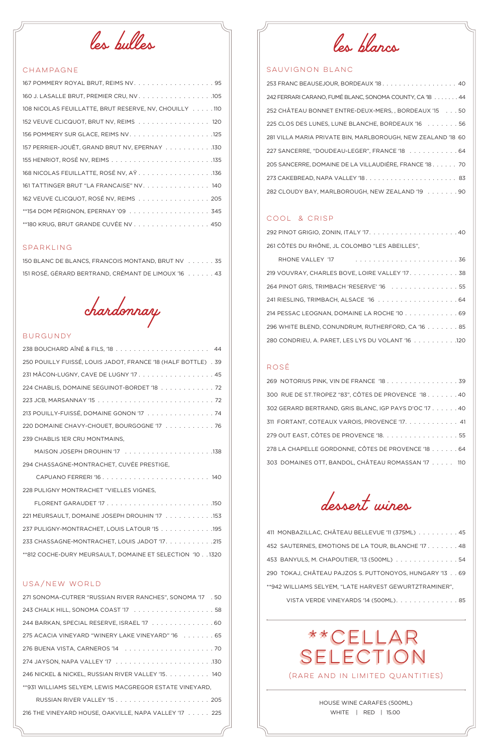# les bulles

## CHAMPAGNE

- 167 POMMERY ROYAL BRUT, REIMS NV . . . . . . . . 95
- 160 J. LASALLE BRUT, PREMIER CRU, NV . . . . . . . . 105
- 108 NICOLAS FEUILLATTE, BRUT RESERVE, NV, CHOUILLY . . . . . 110
- 152 VEUVE CLICQUOT, BRUT NV, REIMS . . . . . . . . 120
- 156 POMMERY SUR GLACE, REIMS NV . . . . . . . . 125
- 157 PERRIER-JOUËT, GRAND BRUT NV, EPERNAY . . . . . . . . 130
- 155 HENRIOT, ROSÉ NV, REIMS . . . . . . . . 135
- 168 NICOLAS FEUILLATTE, ROSÉ NV, AŸ . . . . . . . . 136
- 161 TATTINGER BRUT "LA FRANCAISE" NV . . . . . . . . 140
- 162 VEUVE CLICQUOT, ROSÉ NV, REIMS . . . . . . . . 205
- **154 DOM PÉRIGNON, EPERNAY '09 . . . . . . . . 345
- **180 KRUG, BRUT GRANDE CUVÉE NV . . . . . . . . 450

## SPARKLING

- 150 BLANC DE BLANCS, FRANCOIS MONTAND, BRUT NV . . . . . . 35
- 151 ROSÉ, GÉRARD BERTRAND, CRÉMANT DE LIMOUX '16 . . . . . . 43

# chardonnay

## BURGUNDY

- 238 BOUCHARD AÎNÉ & FILS, '18 . . . . . . . . 44
- 250 POUILLY FUISSÉ, LOUIS JADOT, FRANCE '18 (HALF BOTTLE) . 39
- 231 MÂCON-LUGNY, CAVE DE LUGNY '17 . . . . . . . . 45
- 224 CHABLIS, DOMAINE SEGUINOT-BORDET '18 . . . . . . . . 72
- 223 JCB, MARSANNAY '15 . . . . . . . . 72
- 213 POUILLY-FUISSÉ, DOMAINE GONON '17 . . . . . . . . 74
- 220 DOMAINE CHAVY-CHOUET, BOURGOGNE '17 . . . . . . . . 76
- 239 CHABLIS 1ER CRU MONTMAINS, MAISON JOSEPH DROUHIN '17 . . . . . . . . 138
- 294 CHASSAGNE-MONTRACHET, CUVÉE PRESTIGE, CAPUANO FERRERI '16 . . . . . . . . 140
- 228 PULIGNY MONTRACHET "VIELLES VIGNES, FLORENT GARAUDET '17 . . . . . . . . 150
- 221 MEURSAULT, DOMAINE JOSEPH DROUHIN '17 . . . . . . . . 153
- 237 PULIGNY-MONTRACHET, LOUIS LATOUR '15 . . . . . . . . 195
- 233 CHASSAGNE-MONTRACHET, LOUIS JADOT '17 . . . . . . . . 215
- **812 COCHE-DURY MEURSAULT, DOMAINE ET SELECTION '10 . . 1320

## USA/NEW WORLD

- 271 SONOMA-CUTRER "RUSSIAN RIVER RANCHES", SONOMA '17 . 50
- 243 CHALK HILL, SONOMA COAST '17 . . . . . . . . 58
- 244 BARKAN, SPECIAL RESERVE, ISRAEL '17 . . . . . . . . 60
- 275 ACACIA VINEYARD "WINERY LAKE VINEYARD" '16 . . . . . . . 65
- 276 BUENA VISTA, CARNEROS '14 . . . . . . . . 70
- 274 JAYSON, NAPA VALLEY '17 . . . . . . . . 130
- 246 NICKEL & NICKEL, RUSSIAN RIVER VALLEY '15 . . . . . . . . 140
- **931 WILLIAMS SELYEM, LEWIS MACGREGOR ESTATE VINEYARD, RUSSIAN RIVER VALLEY '15 . . . . . . . . 205
- 216 THE VINEYARD HOUSE, OAKVILLE, NAPA VALLEY '17 . . . . . 225

# les blancs

## SAUVIGNON BLANC

- 253 FRANC BEAUSEJOUR, BORDEAUX '18 . . . . . . . . 40
- 242 FERRARI CARANO, FUMÉ BLANC, SONOMA COUNTY, CA '18 . . . . . . . 44
- 252 CHÂTEAU BONNET ENTRE-DEUX-MERS, , BORDEAUX '15 . . . 50
- 225 CLOS DES LUNES, LUNE BLANCHE, BORDEAUX '16 . . . . . . . 56
- 281 VILLA MARIA PRIVATE BIN, MARLBOROUGH, NEW ZEALAND '18 60
- 227 SANCERRE, "DOUDEAU-LEGER", FRANCE '18 . . . . . . . . 64
- 205 SANCERRE, DOMAINE DE LA VILLAUDIÈRE, FRANCE '18 . . . . . . 70
- 273 CAKEBREAD, NAPA VALLEY '18 . . . . . . . . 83
- 282 CLOUDY BAY, MARLBOROUGH, NEW ZEALAND '19 . . . . . . . 90

## COOL & CRISP

- 292 PINOT GRIGIO, ZONIN, ITALY '17 . . . . . . . . 40
- 261 CÔTES DU RHÔNE, JL COLOMBO "LES ABEILLES", RHONE VALLEY '17 . . . . . . . . 36
- 219 VOUVRAY, CHARLES BOVE, LOIRE VALLEY '17 . . . . . . . . 38
- 264 PINOT GRIS, TRIMBACH 'RESERVE' '16 . . . . . . . . 55
- 241 RIESLING, TRIMBACH, ALSACE '16 . . . . . . . . 64
- 214 PESSAC LEOGNAN, DOMAINE LA ROCHE '10 . . . . . . . . 69
- 296 WHITE BLEND, CONUNDRUM, RUTHERFORD, CA '16 . . . . . . . 85
- 280 CONDRIEU, A. PARET, LES LYS DU VOLANT '16 . . . . . . . . 120

## ROSÉ

- 269 NOTORIUS PINK, VIN DE FRANCE '18 . . . . . . . . 39
- 300 RUE DE ST.TROPEZ "83", CÔTES DE PROVENCE '18 . . . . . . . 40
- 302 GERARD BERTRAND, GRIS BLANC, IGP PAYS D'OC '17 . . . . . . 40
- 311 FORTANT, COTEAUX VAROIS, PROVENCE '17 . . . . . . . . 41
- 279 OUT EAST, CÔTES DE PROVENCE '18 . . . . . . . . 55
- 278 LA CHAPELLE GORDONNE, CÔTES DE PROVENCE '18 . . . . . . 64
- 303 DOMAINES OTT, BANDOL, CHÂTEAU ROMASSAN '17 . . . . . 110

# dessert wines

- 411 MONBAZILLAC, CHÂTEAU BELLEVUE '11 (375ML) . . . . . . . . . 45
- 452 SAUTERNES, EMOTIONS DE LA TOUR, BLANCHE '17 . . . . . . . 48
- 453 BANYULS, M. CHAPOUTIER, '13 (500ML) . . . . . . . . 54
- 290 TOKAJ, CHÂTEAU PAJZOS S. PUTTONOYOS, HUNGARY '13 . . 69
- **942 WILLIAMS SELYEM, "LATE HARVEST GEWURTZTRAMINER", VISTA VERDE VINEYARDS '14 (500ML) . . . . . . . . 85

---

# **CELLAR SELECTION

(RARE AND IN LIMITED QUANTITIES)

---

HOUSE WINE CARAFES (500ML)

WHITE | RED | 15.00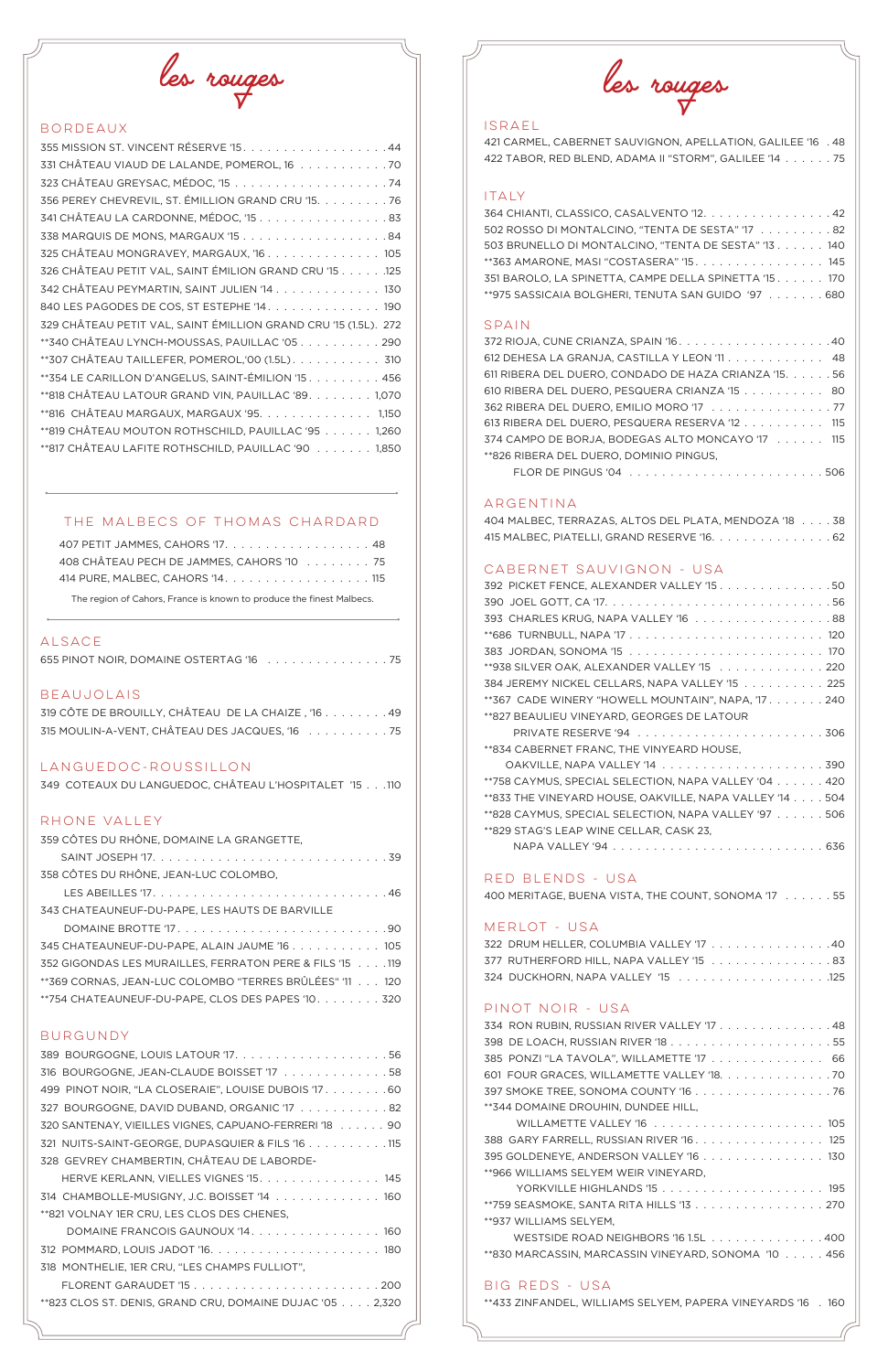# les rouges

## BORDEAUX

355 MISSION ST. VINCENT RÉSERVE '15 . . . . . . . . . . . . . . . . . . 44
331 CHÂTEAU VIAUD DE LALANDE, POMEROL, 16 . . . . . . . . . . . 70
323 CHÂTEAU GREYSAC, MÉDOC, '15 . . . . . . . . . . . . . . . . . . . 74
356 PEREY CHEVREVIL, ST. ÉMILLION GRAND CRU '15. . . . . . . . . 76
341 CHÂTEAU LA CARDONNE, MÉDOC, '15 . . . . . . . . . . . . . . . . 83
338 MARQUIS DE MONS, MARGAUX '15 . . . . . . . . . . . . . . . . . . 84
325 CHÂTEAU MONGRAVEY, MARGAUX, '16 . . . . . . . . . . . . . . 105
326 CHÂTEAU PETIT VAL, SAINT ÉMILION GRAND CRU '15 . . . . . .125
342 CHÂTEAU PEYMARTIN, SAINT JULIEN '14 . . . . . . . . . . . . . 130
840 LES PAGODES DE COS, ST ESTEPHE '14. . . . . . . . . . . . . . 190
329 CHÂTEAU PETIT VAL, SAINT ÉMILLION GRAND CRU '15 (1.5L). 272
**340 CHÂTEAU LYNCH-MOUSSAS, PAUILLAC '05 . . . . . . . . . . 290
**307 CHÂTEAU TAILLEFER, POMEROL,'00 (1.5L). . . . . . . . . . . 310
**354 LE CARILLON D'ANGELUS, SAINT-ÉMILION '15 . . . . . . . . . 456
**818 CHÂTEAU LATOUR GRAND VIN, PAUILLAC '89. . . . . . . . 1,070
**816 CHÂTEAU MARGAUX, MARGAUX '95. . . . . . . . . . . . . . 1,150
**819 CHÂTEAU MOUTON ROTHSCHILD, PAUILLAC '95 . . . . . . 1,260
**817 CHÂTEAU LAFITE ROTHSCHILD, PAUILLAC '90 . . . . . . . 1,850

## THE MALBECS OF THOMAS CHARDARD

407 PETIT JAMMES, CAHORS '17. . . . . . . . . . . . . . . . . . . 48
408 CHÂTEAU PECH DE JAMMES, CAHORS '10 . . . . . . . . 75
414 PURE, MALBEC, CAHORS '14. . . . . . . . . . . . . . . . . . 115

The region of Cahors, France is known to produce the finest Malbecs.

## ALSACE

655 PINOT NOIR, DOMAINE OSTERTAG '16 . . . . . . . . . . . . . . . 75

## BEAUJOLAIS

319 CÔTE DE BROUILLY, CHÂTEAU DE LA CHAIZE , '16 . . . . . . . . 49
315 MOULIN-A-VENT, CHÂTEAU DES JACQUES, '16 . . . . . . . . . . 75

## LANGUEDOC-ROUSSILLON

349 COTEAUX DU LANGUEDOC, CHÂTEAU L'HOSPITALET '15 . . .110

## RHONE VALLEY

359 CÔTES DU RHÔNE, DOMAINE LA GRANGETTE,
SAINT JOSEPH '17. . . . . . . . . . . . . . . . . . . . . . . . . . . . 39
358 CÔTES DU RHÔNE, JEAN-LUC COLOMBO,
LES ABEILLES '17. . . . . . . . . . . . . . . . . . . . . . . . . . . . 46
343 CHATEAUNEUF-DU-PAPE, LES HAUTS DE BARVILLE
DOMAINE BROTTE '17 . . . . . . . . . . . . . . . . . . . . . . . . . 90
345 CHATEAUNEUF-DU-PAPE, ALAIN JAUME '16 . . . . . . . . . . . 105
352 GIGONDAS LES MURAILLES, FERRATON PERE & FILS '15 . . . .119
**369 CORNAS, JEAN-LUC COLOMBO "TERRES BRÛLÉES" '11 . . . 120
**754 CHATEAUNEUF-DU-PAPE, CLOS DES PAPES '10. . . . . . . . 320

## BURGUNDY

389 BOURGOGNE, LOUIS LATOUR '17. . . . . . . . . . . . . . . . . . 56
316 BOURGOGNE, JEAN-CLAUDE BOISSET '17 . . . . . . . . . . . . 58
499 PINOT NOIR, "LA CLOSERAIE", LOUISE DUBOIS '17. . . . . . . . 60
327 BOURGOGNE, DAVID DUBAND, ORGANIC '17 . . . . . . . . . . . 82
320 SANTENAY, VIEILLES VIGNES, CAPUANO-FERRERI '18 . . . . . . 90
321 NUITS-SAINT-GEORGE, DUPASQUIER & FILS '16 . . . . . . . . . . 115
328 GEVREY CHAMBERTIN, CHÂTEAU DE LABORDE-
HERVE KERLANN, VIELLES VIGNES '15. . . . . . . . . . . . . . . 145
314 CHAMBOLLE-MUSIGNY, J.C. BOISSET '14 . . . . . . . . . . . . 160
**821 VOLNAY 1ER CRU, LES CLOS DES CHENES,
DOMAINE FRANCOIS GAUNOUX '14. . . . . . . . . . . . . . . . 160
312 POMMARD, LOUIS JADOT '16. . . . . . . . . . . . . . . . . . . . 180
318 MONTHELIE, 1ER CRU, "LES CHAMPS FULLIOT",
FLORENT GARAUDET '15 . . . . . . . . . . . . . . . . . . . . . . . 200
**823 CLOS ST. DENIS, GRAND CRU, DOMAINE DUJAC '05 . . . . 2,320

# les rouges

## ISRAEL

421 CARMEL, CABERNET SAUVIGNON, APELLATION, GALILEE '16 . 48
422 TABOR, RED BLEND, ADAMA II "STORM", GALILEE '14 . . . . . . 75

## ITALY

364 CHIANTI, CLASSICO, CASALVENTO '12. . . . . . . . . . . . . . . . 42
502 ROSSO DI MONTALCINO, "TENTA DE SESTA" '17 . . . . . . . . . 82
503 BRUNELLO DI MONTALCINO, "TENTA DE SESTA" '13 . . . . . . 140
**363 AMARONE, MASI "COSTASERA" '15. . . . . . . . . . . . . . . . 145
351 BAROLO, LA SPINETTA, CAMPE DELLA SPINETTA '15 . . . . . . 170
**975 SASSICAIA BOLGHERI, TENUTA SAN GUIDO '97 . . . . . . . 680

## SPAIN

372 RIOJA, CUNE CRIANZA, SPAIN '16. . . . . . . . . . . . . . . . . . . 40
612 DEHESA LA GRANJA, CASTILLA Y LEON '11 . . . . . . . . . . . . 48
611 RIBERA DEL DUERO, CONDADO DE HAZA CRIANZA '15. . . . . . 56
610 RIBERA DEL DUERO, PESQUERA CRIANZA '15 . . . . . . . . . . 80
362 RIBERA DEL DUERO, EMILIO MORO '17 . . . . . . . . . . . . . . 77
613 RIBERA DEL DUERO, PESQUERA RESERVA '12 . . . . . . . . . . 115
374 CAMPO DE BORJA, BODEGAS ALTO MONCAYO '17 . . . . . . 115
**826 RIBERA DEL DUERO, DOMINIO PINGUS,
FLOR DE PINGUS '04 . . . . . . . . . . . . . . . . . . . . . . . . 506

## ARGENTINA

404 MALBEC, TERRAZAS, ALTOS DEL PLATA, MENDOZA '18 . . . . 38
415 MALBEC, PIATELLI, GRAND RESERVE '16. . . . . . . . . . . . . . . 62

## CABERNET SAUVIGNON - USA

392 PICKET FENCE, ALEXANDER VALLEY '15 . . . . . . . . . . . . . . 50
390 JOEL GOTT, CA '17. . . . . . . . . . . . . . . . . . . . . . . . . . . . 56
393 CHARLES KRUG, NAPA VALLEY '16 . . . . . . . . . . . . . . . . . 88
**686 TURNBULL, NAPA '17 . . . . . . . . . . . . . . . . . . . . . . . . 120
383 JORDAN, SONOMA '15 . . . . . . . . . . . . . . . . . . . . . . . . 170
**938 SILVER OAK, ALEXANDER VALLEY '15 . . . . . . . . . . . . . 220
384 JEREMY NICKEL CELLARS, NAPA VALLEY '15 . . . . . . . . . . 225
**367 CADE WINERY "HOWELL MOUNTAIN", NAPA, '17. . . . . . . 240
**827 BEAULIEU VINEYARD, GEORGES DE LATOUR
PRIVATE RESERVE '94 . . . . . . . . . . . . . . . . . . . . . . . . 306
**834 CABERNET FRANC, THE VINEYARD HOUSE,
OAKVILLE, NAPA VALLEY '14 . . . . . . . . . . . . . . . . . . . . 390
**758 CAYMUS, SPECIAL SELECTION, NAPA VALLEY '04 . . . . . . 420
**833 THE VINEYARD HOUSE, OAKVILLE, NAPA VALLEY '14 . . . . 504
**828 CAYMUS, SPECIAL SELECTION, NAPA VALLEY '97 . . . . . . 506
**829 STAG'S LEAP WINE CELLAR, CASK 23,
NAPA VALLEY '94 . . . . . . . . . . . . . . . . . . . . . . . . . . 636

## RED BLENDS - USA

400 MERITAGE, BUENA VISTA, THE COUNT, SONOMA '17 . . . . . . 55

## MERLOT - USA

322 DRUM HELLER, COLUMBIA VALLEY '17 . . . . . . . . . . . . . . . 40
377 RUTHERFORD HILL, NAPA VALLEY '15 . . . . . . . . . . . . . . . 83
324 DUCKHORN, NAPA VALLEY '15 . . . . . . . . . . . . . . . . . . . .125

## PINOT NOIR - USA

334 RON RUBIN, RUSSIAN RIVER VALLEY '17 . . . . . . . . . . . . . . 48
398 DE LOACH, RUSSIAN RIVER '18 . . . . . . . . . . . . . . . . . . . . 55
385 PONZI "LA TAVOLA", WILLAMETTE '17 . . . . . . . . . . . . . . . 66
601 FOUR GRACES, WILLAMETTE VALLEY '18. . . . . . . . . . . . . . . 70
397 SMOKE TREE, SONOMA COUNTY '16 . . . . . . . . . . . . . . . . . 76
**344 DOMAINE DROUHIN, DUNDEE HILL,
WILLAMETTE VALLEY '16 . . . . . . . . . . . . . . . . . . . . . . 105
388 GARY FARRELL, RUSSIAN RIVER '16. . . . . . . . . . . . . . . . . 125
395 GOLDENEYE, ANDERSON VALLEY '16 . . . . . . . . . . . . . . . . 130
**966 WILLIAMS SELYEM WEIR VINEYARD,
YORKVILLE HIGHLANDS '15 . . . . . . . . . . . . . . . . . . . . 195
**759 SEASMOKE, SANTA RITA HILLS '13 . . . . . . . . . . . . . . . 270
**937 WILLIAMS SELYEM,
WESTSIDE ROAD NEIGHBORS '16 1.5L . . . . . . . . . . . . . 400
**830 MARCASSIN, MARCASSIN VINEYARD, SONOMA '10 . . . . . 456

## BIG REDS - USA

**433 ZINFANDEL, WILLIAMS SELYEM, PAPERA VINEYARDS '16 . 160